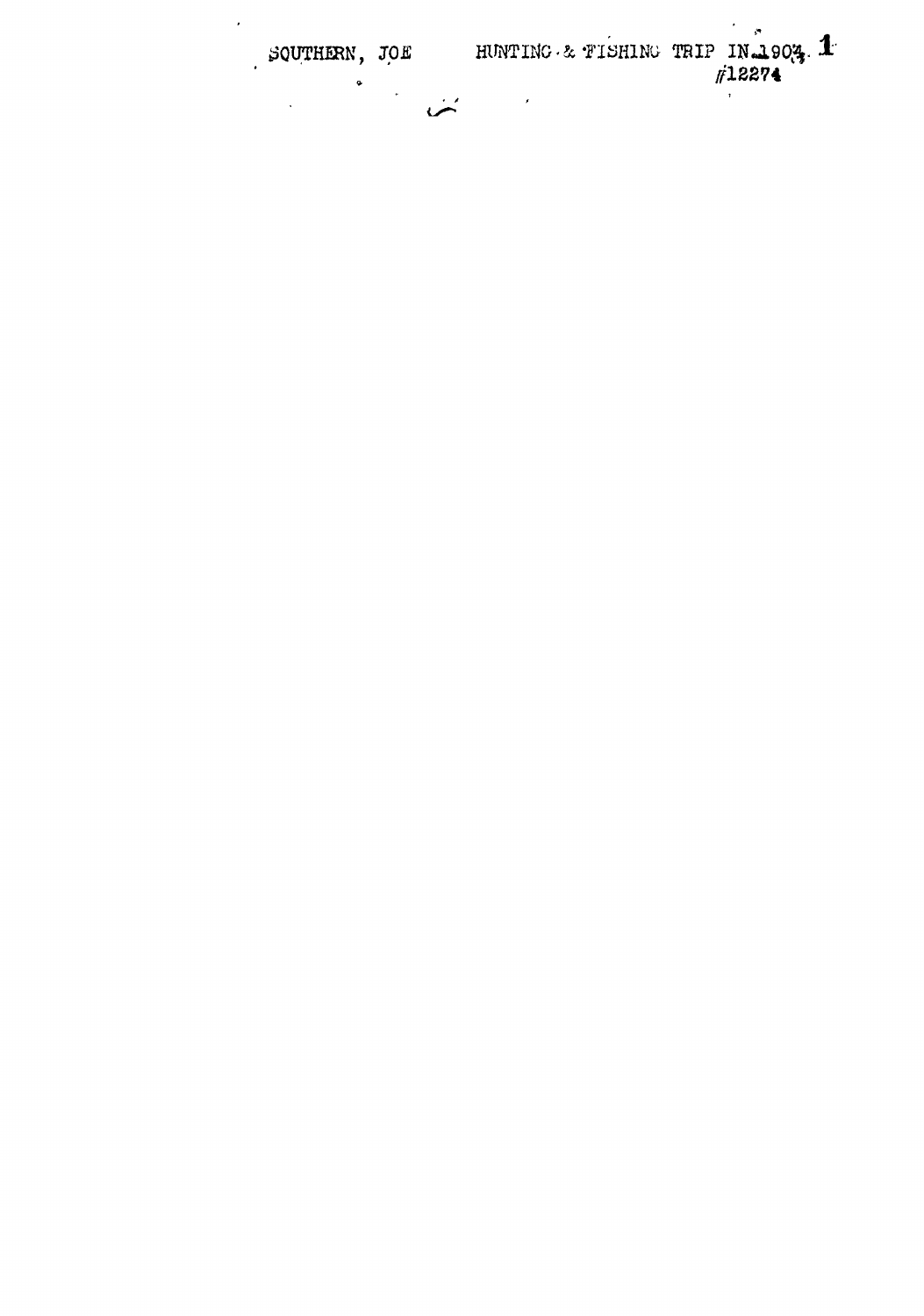SOUTHERN, JOE HUNTING & FISHING TRIP IN 1904 #12274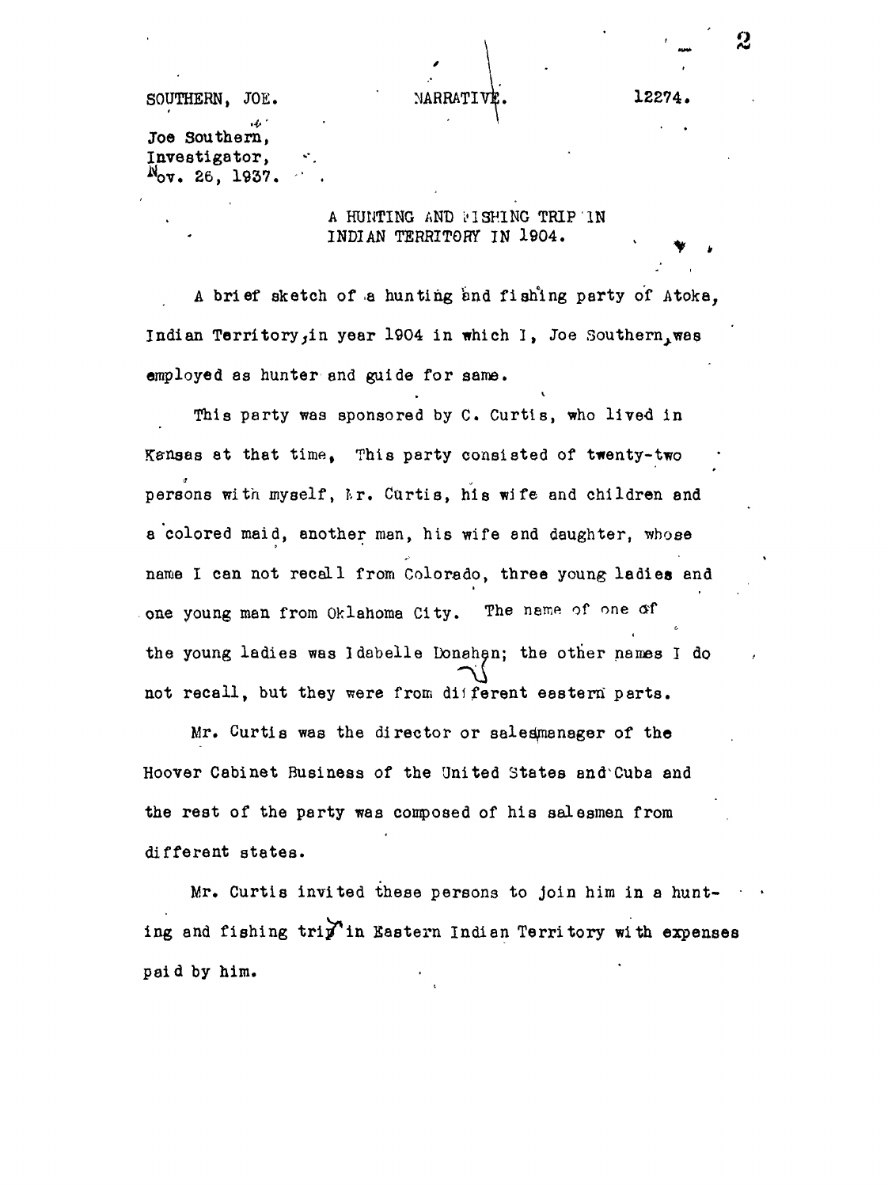SOUTHERN, JOE.    NARRATIVE.    12274.

Joe Southern,
Investigator,
Nov. 26, 1937.

## A HUNTING AND FISHING TRIP IN INDIAN TERRITORY IN 1904.

A brief sketch of a hunting and fishing party of Atoka, Indian Territory, in year 1904 in which I, Joe Southern, was employed as hunter and guide for same.

This party was sponsored by C. Curtis, who lived in Kansas at that time. This party consisted of twenty-two persons with myself, Mr. Curtis, his wife and children and a colored maid, another man, his wife and daughter, whose name I can not recall from Colorado, three young ladies and one young man from Oklahoma City. The name of one of the young ladies was Idabelle Donahen; the other names I do not recall, but they were from different eastern parts.

Mr. Curtis was the director or salesmanager of the Hoover Cabinet Business of the United States and Cuba and the rest of the party was composed of his salesmen from different states.

Mr. Curtis invited these persons to join him in a hunting and fishing trip in Eastern Indian Territory with expenses paid by him.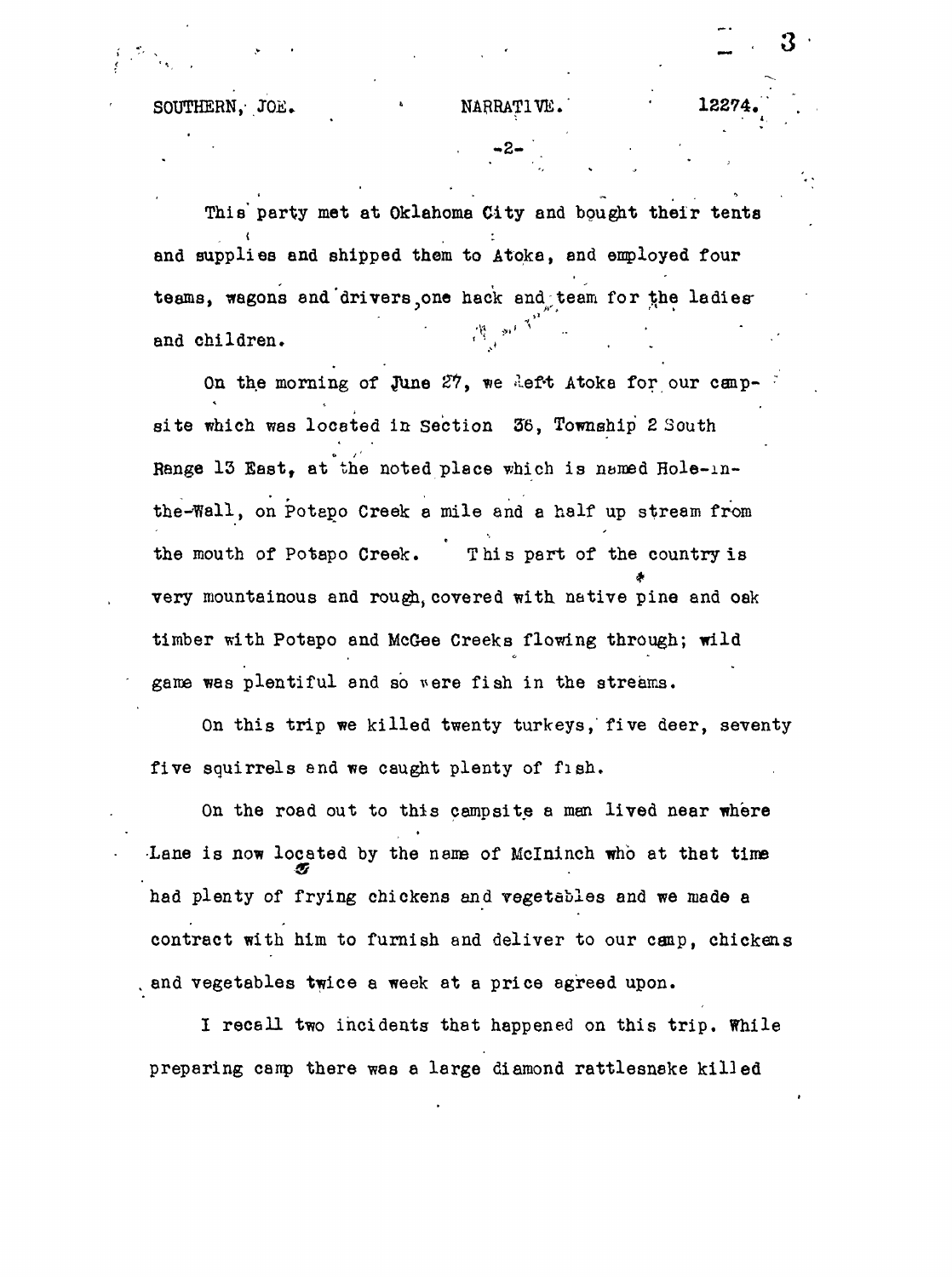This party met at Oklahoma City and bought their tents and supplies and shipped them to Atoka, and employed four teams, wagons and drivers, one hack and team for the ladies and children.

On the morning of June 27, we left Atoka for our campsite which was located in Section 36, Township 2 South Range 13 East, at the noted place which is named Hole-in-the-Wall, on Potapo Creek a mile and a half up stream from the mouth of Potapo Creek. This part of the country is very mountainous and rough, covered with native pine and oak timber with Potapo and McGee Creeks flowing through; wild game was plentiful and so were fish in the streams.

On this trip we killed twenty turkeys, five deer, seventy five squirrels and we caught plenty of fish.

On the road out to this campsite a man lived near where Lane is now located by the name of McIninch who at that time had plenty of frying chickens and vegetables and we made a contract with him to furnish and deliver to our camp, chickens and vegetables twice a week at a price agreed upon.

I recall two incidents that happened on this trip. While preparing camp there was a large diamond rattlesnake killed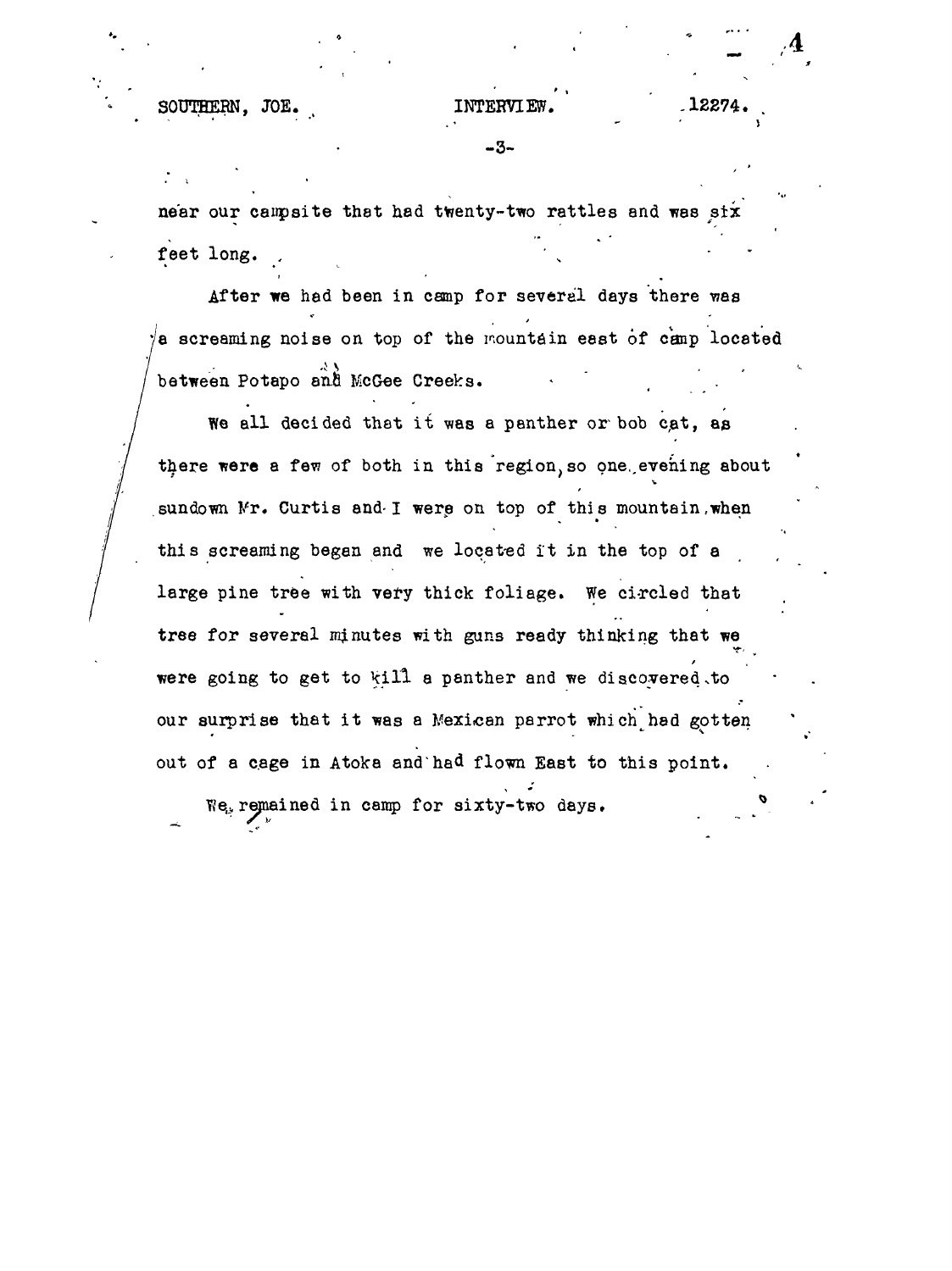near our campsite that had twenty-two rattles and was six feet long.

After we had been in camp for several days there was a screaming noise on top of the mountain east of camp located between Potapo and McGee Creeks.

We all decided that it was a panther or bob cat, as there were a few of both in this region, so one evening about sundown Mr. Curtis and I were on top of this mountain, when this screaming began and we located it in the top of a large pine tree with very thick foliage. We circled that tree for several minutes with guns ready thinking that we were going to get to kill a panther and we discovered, to our surprise that it was a Mexican parrot which had gotten out of a cage in Atoka and had flown East to this point.

We remained in camp for sixty-two days.